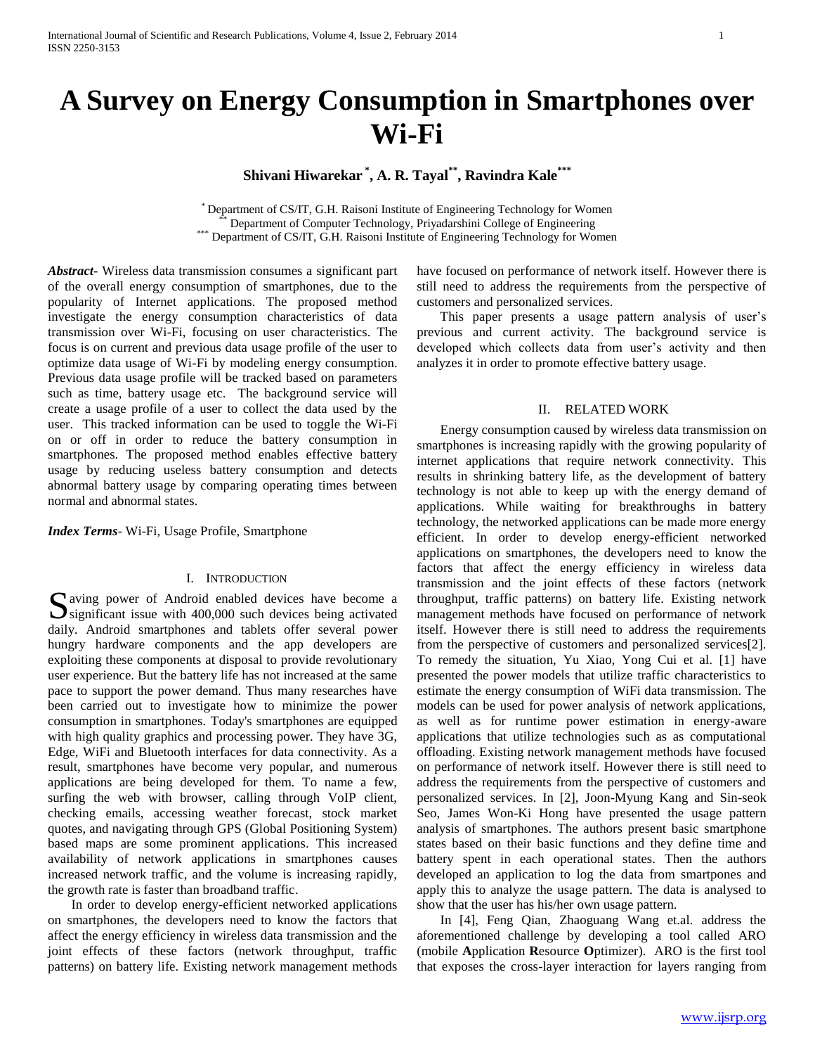# A Survey on Energy Consumption in Smartphones over Wi-Fi

**Shivani Hiwarekar [*], A. R. Tayal [**], Ravindra Kale [***]**

[*] Department of CS/IT, G.H. Raisoni Institute of Engineering Technology for Women
[**] Department of Computer Technology, Priyadarshini College of Engineering
[***] Department of CS/IT, G.H. Raisoni Institute of Engineering Technology for Women

***Abstract***- Wireless data transmission consumes a significant part of the overall energy consumption of smartphones, due to the popularity of Internet applications. The proposed method investigate the energy consumption characteristics of data transmission over Wi-Fi, focusing on user characteristics. The focus is on current and previous data usage profile of the user to optimize data usage of Wi-Fi by modeling energy consumption. Previous data usage profile will be tracked based on parameters such as time, battery usage etc. The background service will create a usage profile of a user to collect the data used by the user. This tracked information can be used to toggle the Wi-Fi on or off in order to reduce the battery consumption in smartphones. The proposed method enables effective battery usage by reducing useless battery consumption and detects abnormal battery usage by comparing operating times between normal and abnormal states.

***Index Terms***- Wi-Fi, Usage Profile, Smartphone

## I. INTRODUCTION

Saving power of Android enabled devices have become a significant issue with 400,000 such devices being activated daily. Android smartphones and tablets offer several power hungry hardware components and the app developers are exploiting these components at disposal to provide revolutionary user experience. But the battery life has not increased at the same pace to support the power demand. Thus many researches have been carried out to investigate how to minimize the power consumption in smartphones. Today's smartphones are equipped with high quality graphics and processing power. They have 3G, Edge, WiFi and Bluetooth interfaces for data connectivity. As a result, smartphones have become very popular, and numerous applications are being developed for them. To name a few, surfing the web with browser, calling through VoIP client, checking emails, accessing weather forecast, stock market quotes, and navigating through GPS (Global Positioning System) based maps are some prominent applications. This increased availability of network applications in smartphones causes increased network traffic, and the volume is increasing rapidly, the growth rate is faster than broadband traffic.

In order to develop energy-efficient networked applications on smartphones, the developers need to know the factors that affect the energy efficiency in wireless data transmission and the joint effects of these factors (network throughput, traffic patterns) on battery life. Existing network management methods have focused on performance of network itself. However there is still need to address the requirements from the perspective of customers and personalized services.

This paper presents a usage pattern analysis of user's previous and current activity. The background service is developed which collects data from user's activity and then analyzes it in order to promote effective battery usage.

## II. RELATED WORK

Energy consumption caused by wireless data transmission on smartphones is increasing rapidly with the growing popularity of internet applications that require network connectivity. This results in shrinking battery life, as the development of battery technology is not able to keep up with the energy demand of applications. While waiting for breakthroughs in battery technology, the networked applications can be made more energy efficient. In order to develop energy-efficient networked applications on smartphones, the developers need to know the factors that affect the energy efficiency in wireless data transmission and the joint effects of these factors (network throughput, traffic patterns) on battery life. Existing network management methods have focused on performance of network itself. However there is still need to address the requirements from the perspective of customers and personalized services[2]. To remedy the situation, Yu Xiao, Yong Cui et al. [1] have presented the power models that utilize traffic characteristics to estimate the energy consumption of WiFi data transmission. The models can be used for power analysis of network applications, as well as for runtime power estimation in energy-aware applications that utilize technologies such as as computational offloading. Existing network management methods have focused on performance of network itself. However there is still need to address the requirements from the perspective of customers and personalized services. In [2], Joon-Myung Kang and Sin-seok Seo, James Won-Ki Hong have presented the usage pattern analysis of smartphones. The authors present basic smartphone states based on their basic functions and they define time and battery spent in each operational states. Then the authors developed an application to log the data from smartpones and apply this to analyze the usage pattern. The data is analysed to show that the user has his/her own usage pattern.

In [4], Feng Qian, Zhaoguang Wang et.al. address the aforementioned challenge by developing a tool called ARO (mobile **A**pplication **R**esource **O**ptimizer). ARO is the first tool that exposes the cross-layer interaction for layers ranging from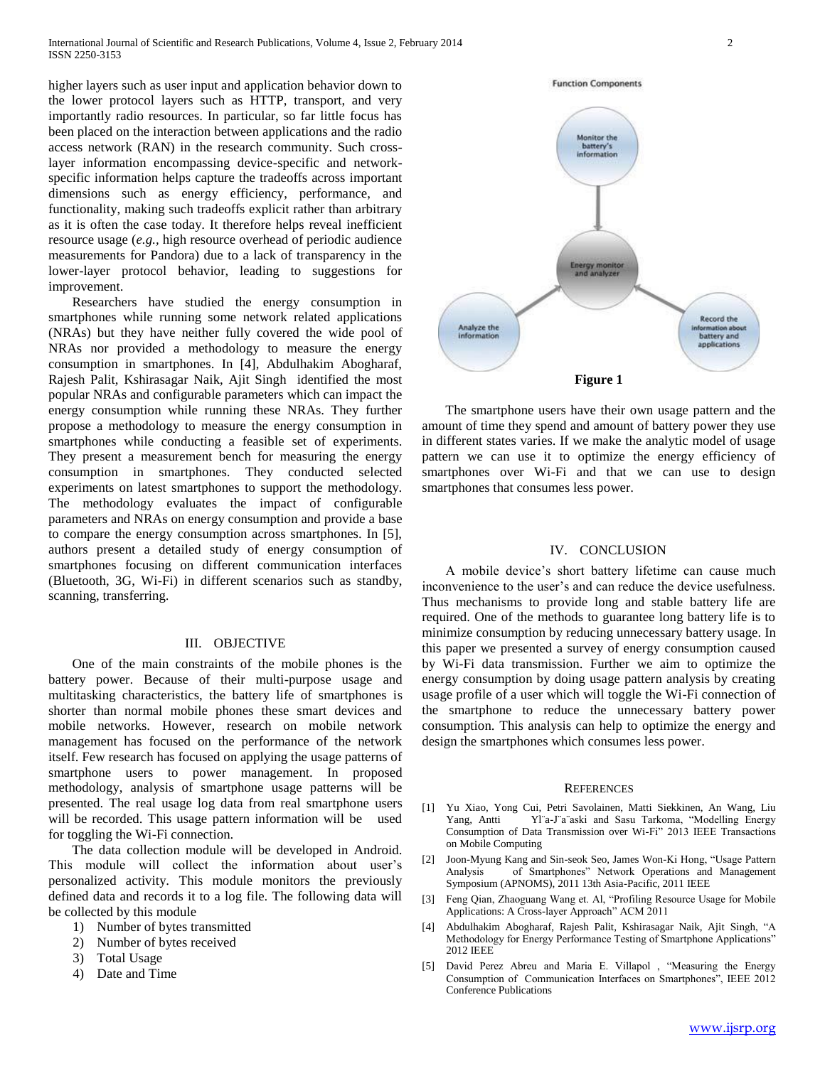higher layers such as user input and application behavior down to the lower protocol layers such as HTTP, transport, and very importantly radio resources. In particular, so far little focus has been placed on the interaction between applications and the radio access network (RAN) in the research community. Such cross-layer information encompassing device-specific and network-specific information helps capture the tradeoffs across important dimensions such as energy efficiency, performance, and functionality, making such tradeoffs explicit rather than arbitrary as it is often the case today. It therefore helps reveal inefficient resource usage (*e.g.,* high resource overhead of periodic audience measurements for Pandora) due to a lack of transparency in the lower-layer protocol behavior, leading to suggestions for improvement.

Researchers have studied the energy consumption in smartphones while running some network related applications (NRAs) but they have neither fully covered the wide pool of NRAs nor provided a methodology to measure the energy consumption in smartphones. In [4], Abdulhakim Abogharaf, Rajesh Palit, Kshirasagar Naik, Ajit Singh identified the most popular NRAs and configurable parameters which can impact the energy consumption while running these NRAs. They further propose a methodology to measure the energy consumption in smartphones while conducting a feasible set of experiments. They present a measurement bench for measuring the energy consumption in smartphones. They conducted selected experiments on latest smartphones to support the methodology. The methodology evaluates the impact of configurable parameters and NRAs on energy consumption and provide a base to compare the energy consumption across smartphones. In [5], authors present a detailed study of energy consumption of smartphones focusing on different communication interfaces (Bluetooth, 3G, Wi-Fi) in different scenarios such as standby, scanning, transferring.

## III. OBJECTIVE

One of the main constraints of the mobile phones is the battery power. Because of their multi-purpose usage and multitasking characteristics, the battery life of smartphones is shorter than normal mobile phones these smart devices and mobile networks. However, research on mobile network management has focused on the performance of the network itself. Few research has focused on applying the usage patterns of smartphone users to power management. In proposed methodology, analysis of smartphone usage patterns will be presented. The real usage log data from real smartphone users will be recorded. This usage pattern information will be used for toggling the Wi-Fi connection.

The data collection module will be developed in Android. This module will collect the information about user's personalized activity. This module monitors the previously defined data and records it to a log file. The following data will be collected by this module

1) Number of bytes transmitted
2) Number of bytes received
3) Total Usage
4) Date and Time

Function Components

Monitor the battery's information

Energy monitor and analyzer

Analyze the information

Record the information about battery and applications

**Figure 1**

The smartphone users have their own usage pattern and the amount of time they spend and amount of battery power they use in different states varies. If we make the analytic model of usage pattern we can use it to optimize the energy efficiency of smartphones over Wi-Fi and that we can use to design smartphones that consumes less power.

## IV. CONCLUSION

A mobile device's short battery lifetime can cause much inconvenience to the user's and can reduce the device usefulness. Thus mechanisms to provide long and stable battery life are required. One of the methods to guarantee long battery life is to minimize consumption by reducing unnecessary battery usage. In this paper we presented a survey of energy consumption caused by Wi-Fi data transmission. Further we aim to optimize the energy consumption by doing usage pattern analysis by creating usage profile of a user which will toggle the Wi-Fi connection of the smartphone to reduce the unnecessary battery power consumption. This analysis can help to optimize the energy and design the smartphones which consumes less power.

## REFERENCES

[1] Yu Xiao, Yong Cui, Petri Savolainen, Matti Siekkinen, An Wang, Liu Yang, Antti Yl¨a-J¨a¨aski and Sasu Tarkoma, "Modelling Energy Consumption of Data Transmission over Wi-Fi" 2013 IEEE Transactions on Mobile Computing

[2] Joon-Myung Kang and Sin-seok Seo, James Won-Ki Hong, "Usage Pattern Analysis of Smartphones" Network Operations and Management Symposium (APNOMS), 2011 13th Asia-Pacific, 2011 IEEE

[3] Feng Qian, Zhaoguang Wang et. Al, "Profiling Resource Usage for Mobile Applications: A Cross-layer Approach" ACM 2011

[4] Abdulhakim Abogharaf, Rajesh Palit, Kshirasagar Naik, Ajit Singh, "A Methodology for Energy Performance Testing of Smartphone Applications" 2012 IEEE

[5] David Perez Abreu and Maria E. Villapol , "Measuring the Energy Consumption of Communication Interfaces on Smartphones", IEEE 2012 Conference Publications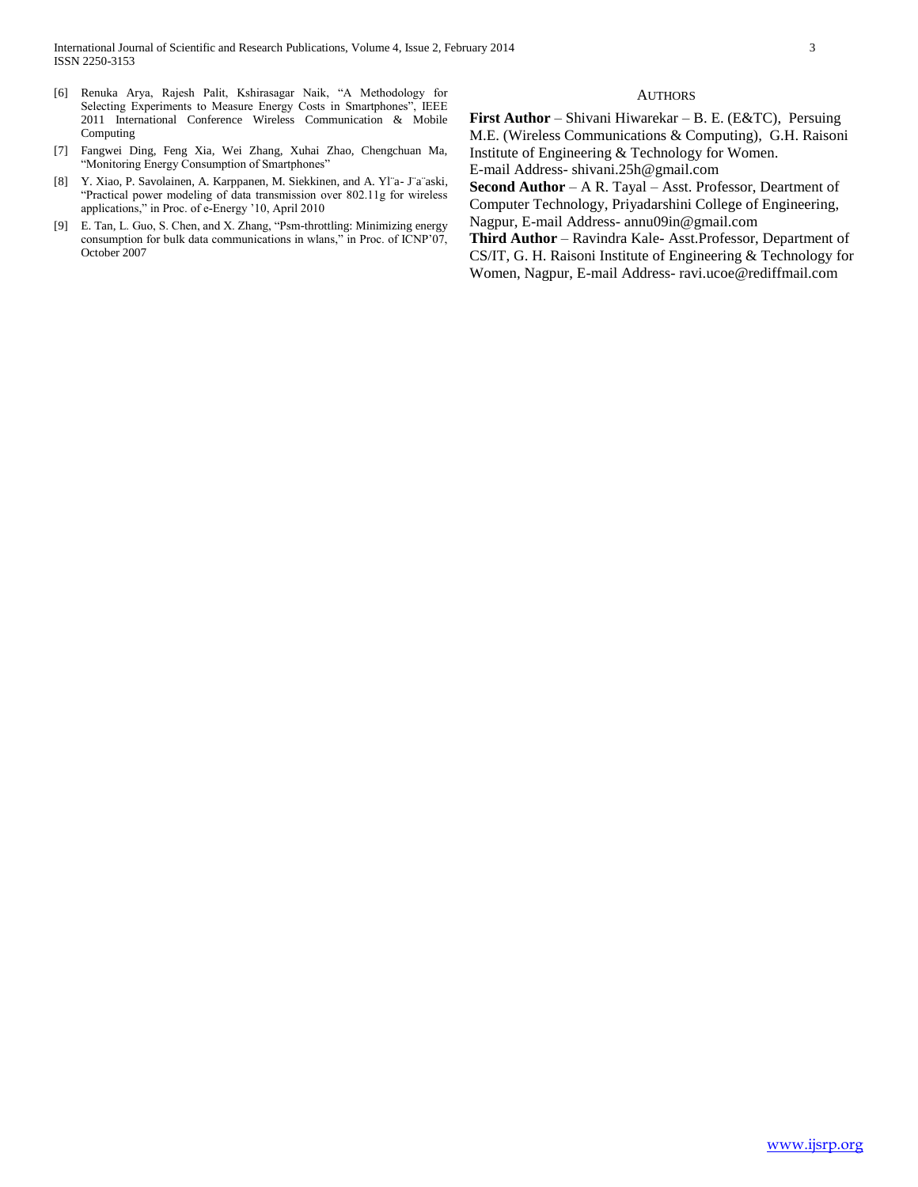[6] Renuka Arya, Rajesh Palit, Kshirasagar Naik, "A Methodology for Selecting Experiments to Measure Energy Costs in Smartphones", IEEE 2011 International Conference Wireless Communication & Mobile Computing

[7] Fangwei Ding, Feng Xia, Wei Zhang, Xuhai Zhao, Chengchuan Ma, "Monitoring Energy Consumption of Smartphones"

[8] Y. Xiao, P. Savolainen, A. Karppanen, M. Siekkinen, and A. Yl¨a- J¨a¨aski, "Practical power modeling of data transmission over 802.11g for wireless applications," in Proc. of e-Energy '10, April 2010

[9] E. Tan, L. Guo, S. Chen, and X. Zhang, "Psm-throttling: Minimizing energy consumption for bulk data communications in wlans," in Proc. of ICNP'07, October 2007

## AUTHORS

**First Author** – Shivani Hiwarekar – B. E. (E&TC), Persuing M.E. (Wireless Communications & Computing), G.H. Raisoni Institute of Engineering & Technology for Women.
E-mail Address- shivani.25h@gmail.com

**Second Author** – A R. Tayal – Asst. Professor, Deartment of Computer Technology, Priyadarshini College of Engineering, Nagpur, E-mail Address- annu09in@gmail.com

**Third Author** – Ravindra Kale- Asst.Professor, Department of CS/IT, G. H. Raisoni Institute of Engineering & Technology for Women, Nagpur, E-mail Address- ravi.ucoe@rediffmail.com